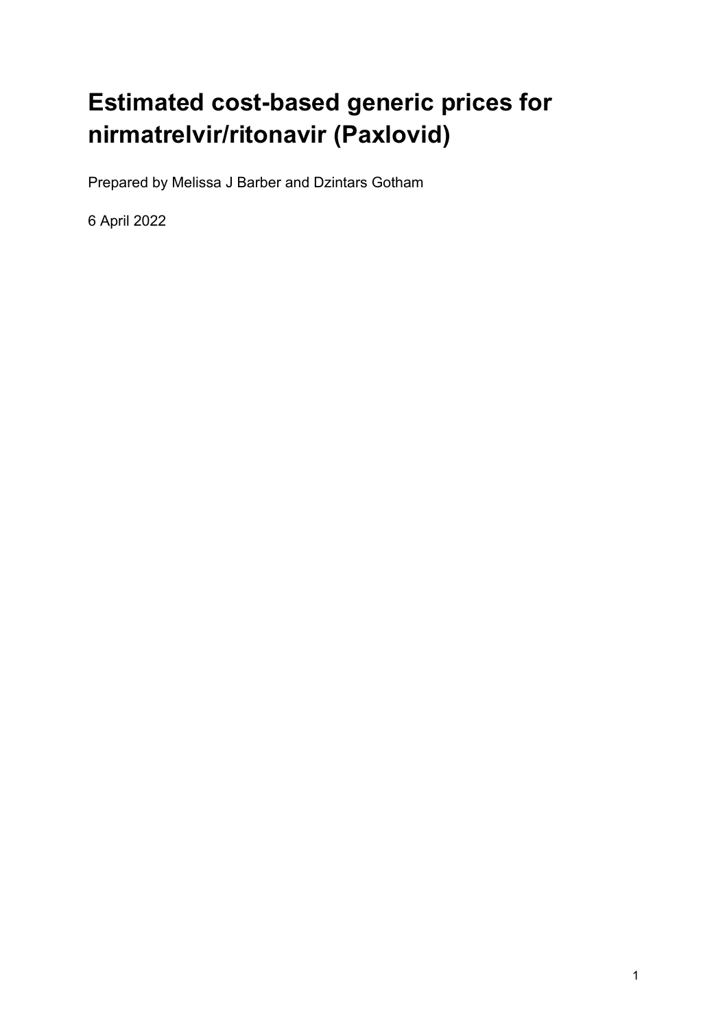# Estimated cost-based generic prices for nirmatrelvir/ritonavir (Paxlovid)

Prepared by Melissa J Barber and Dzintars Gotham

6 April 2022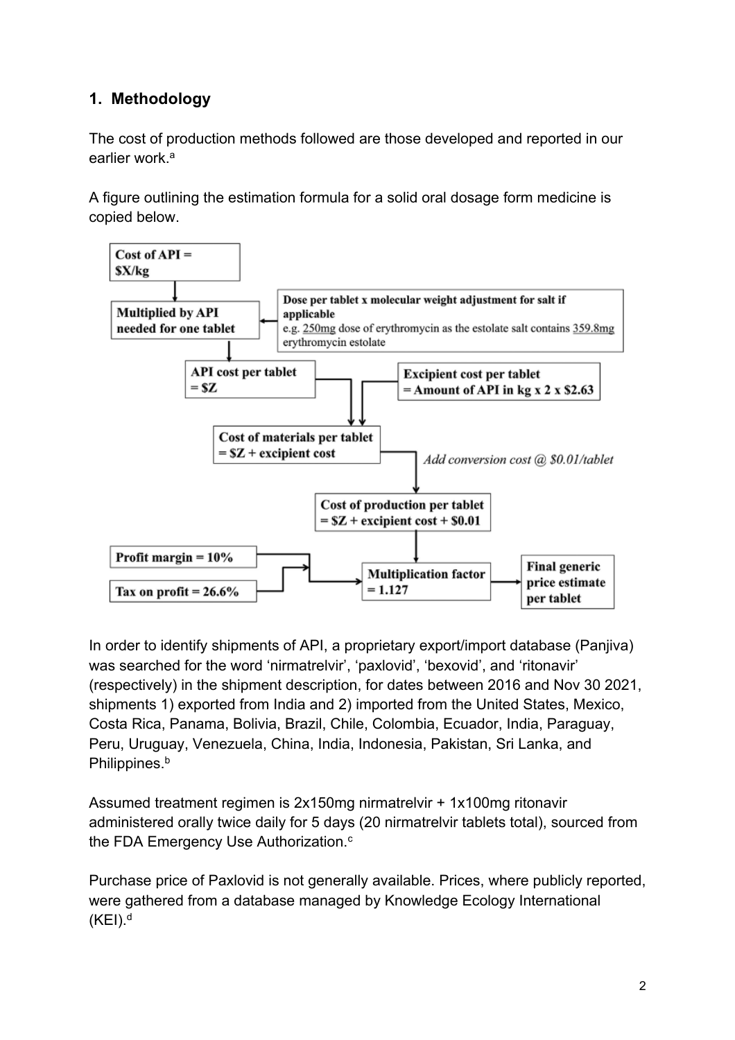## 1. Methodology

The cost of production methods followed are those developed and reported in our earlier work.[a]

A figure outlining the estimation formula for a solid oral dosage form medicine is copied below.

**Cost of API = $X/kg**

↓

**Multiplied by API needed for one tablet** ← **Dose per tablet x molecular weight adjustment for salt if applicable**
e.g. 250mg dose of erythromycin as the estolate salt contains 359.8mg erythromycin estolate

↓

**API cost per tablet = $Z** + **Excipient cost per tablet = Amount of API in kg x 2 x $2.63**

↓

**Cost of materials per tablet = $Z + excipient cost**

↓ *Add conversion cost @ $0.01/tablet*

**Cost of production per tablet = $Z + excipient cost + $0.01**

↓

**Profit margin = 10%** + **Tax on profit = 26.6%** → **Multiplication factor = 1.127** → **Final generic price estimate per tablet**

In order to identify shipments of API, a proprietary export/import database (Panjiva) was searched for the word 'nirmatrelvir', 'paxlovid', 'bexovid', and 'ritonavir' (respectively) in the shipment description, for dates between 2016 and Nov 30 2021, shipments 1) exported from India and 2) imported from the United States, Mexico, Costa Rica, Panama, Bolivia, Brazil, Chile, Colombia, Ecuador, India, Paraguay, Peru, Uruguay, Venezuela, China, India, Indonesia, Pakistan, Sri Lanka, and Philippines.[b]

Assumed treatment regimen is 2x150mg nirmatrelvir + 1x100mg ritonavir administered orally twice daily for 5 days (20 nirmatrelvir tablets total), sourced from the FDA Emergency Use Authorization.[c]

Purchase price of Paxlovid is not generally available. Prices, where publicly reported, were gathered from a database managed by Knowledge Ecology International (KEI).[d]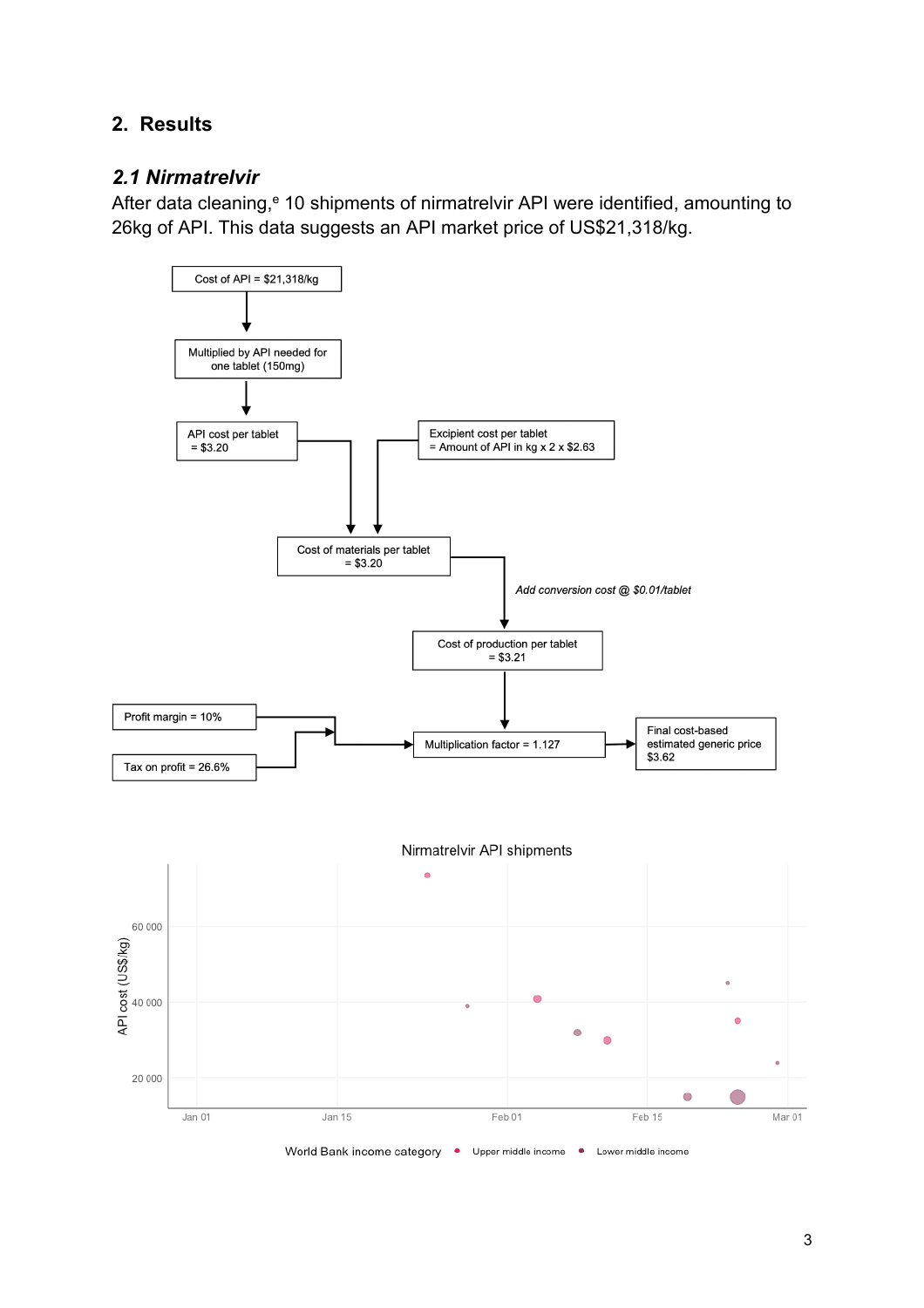## 2. Results

### *2.1 Nirmatrelvir*

After data cleaning,[e] 10 shipments of nirmatrelvir API were identified, amounting to 26kg of API. This data suggests an API market price of US$21,318/kg.

Cost of API = $21,318/kg

Multiplied by API needed for one tablet (150mg)

API cost per tablet = $3.20

Excipient cost per tablet = Amount of API in kg x 2 x $2.63

Cost of materials per tablet = $3.20

*Add conversion cost @ $0.01/tablet*

Cost of production per tablet = $3.21

Profit margin = 10%

Tax on profit = 26.6%

Multiplication factor = 1.127

Final cost-based estimated generic price $3.62

Nirmatrelvir API shipments

World Bank income category: Upper middle income, Lower middle income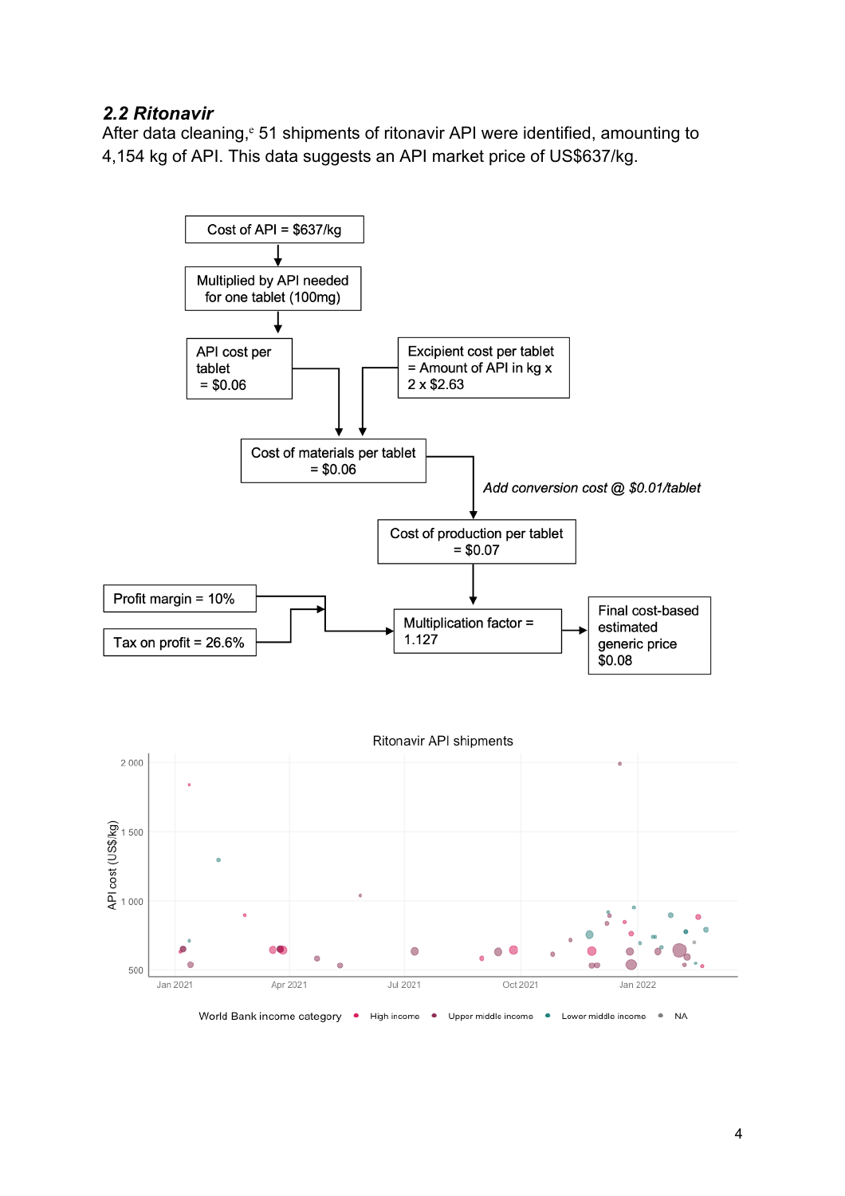## 2.2 Ritonavir

After data cleaning,[c] 51 shipments of ritonavir API were identified, amounting to 4,154 kg of API. This data suggests an API market price of US$637/kg.

Cost of API = $637/kg

↓

Multiplied by API needed for one tablet (100mg)

↓

API cost per tablet = $0.06

Excipient cost per tablet = Amount of API in kg x 2 x $2.63

↓

Cost of materials per tablet = $0.06

*Add conversion cost @ $0.01/tablet*

↓

Cost of production per tablet = $0.07

Profit margin = 10%

Tax on profit = 26.6%

↓

Multiplication factor = 1.127

↓

Final cost-based estimated generic price $0.08

Ritonavir API shipments

API cost (US$/kg)

2 000
1 500
1 000
500

Jan 2021 Apr 2021 Jul 2021 Oct 2021 Jan 2022

World Bank income category • High income • Upper middle income • Lower middle income • NA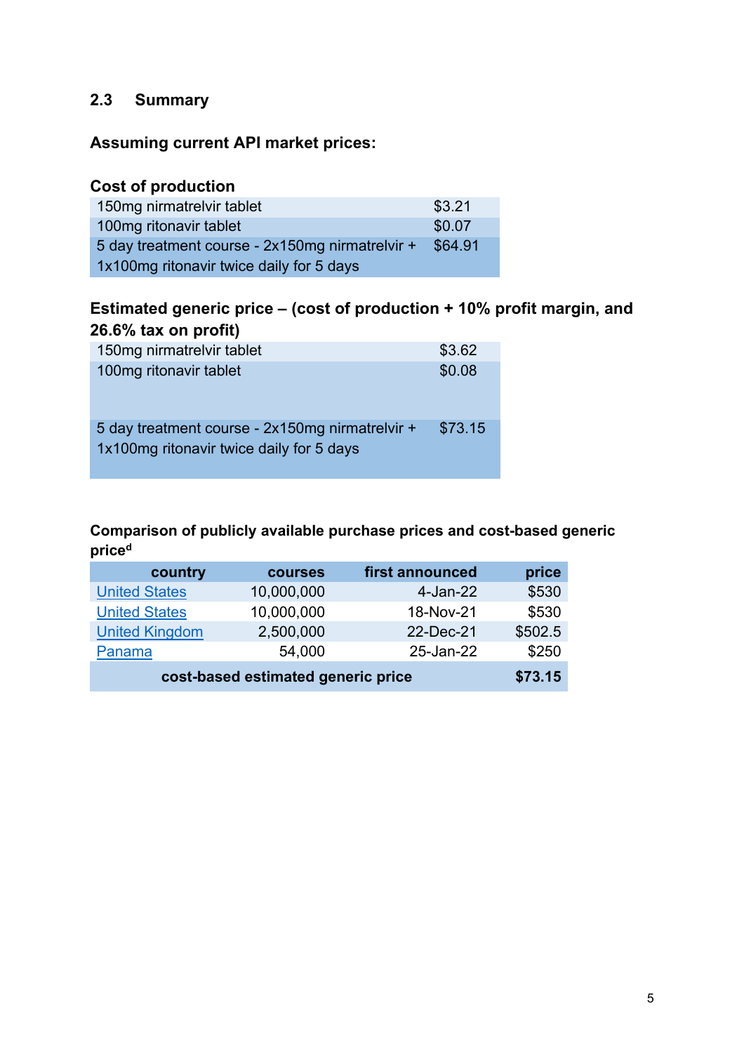## 2.3 Summary

**Assuming current API market prices:**

**Cost of production**

| | |
|---|---|
| 150mg nirmatrelvir tablet | $3.21 |
| 100mg ritonavir tablet | $0.07 |
| 5 day treatment course - 2x150mg nirmatrelvir + 1x100mg ritonavir twice daily for 5 days | $64.91 |

**Estimated generic price – (cost of production + 10% profit margin, and 26.6% tax on profit)**

| | |
|---|---|
| 150mg nirmatrelvir tablet | $3.62 |
| 100mg ritonavir tablet | $0.08 |
| 5 day treatment course - 2x150mg nirmatrelvir + 1x100mg ritonavir twice daily for 5 days | $73.15 |

**Comparison of publicly available purchase prices and cost-based generic price[d]**

| country | courses | first announced | price |
|---|---:|---:|---:|
| United States | 10,000,000 | 4-Jan-22 | $530 |
| United States | 10,000,000 | 18-Nov-21 | $530 |
| United Kingdom | 2,500,000 | 22-Dec-21 | $502.5 |
| Panama | 54,000 | 25-Jan-22 | $250 |
| **cost-based estimated generic price** | | | **$73.15** |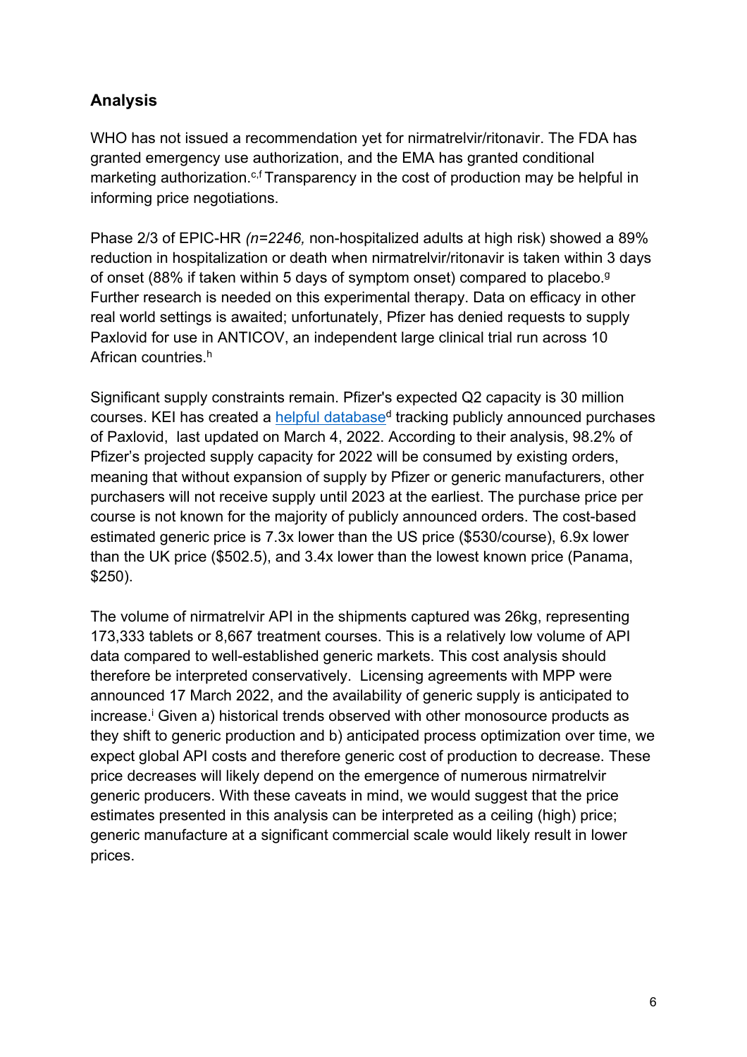## Analysis

WHO has not issued a recommendation yet for nirmatrelvir/ritonavir. The FDA has granted emergency use authorization, and the EMA has granted conditional marketing authorization.[c,f] Transparency in the cost of production may be helpful in informing price negotiations.

Phase 2/3 of EPIC-HR *(n=2246,* non-hospitalized adults at high risk) showed a 89% reduction in hospitalization or death when nirmatrelvir/ritonavir is taken within 3 days of onset (88% if taken within 5 days of symptom onset) compared to placebo.[g] Further research is needed on this experimental therapy. Data on efficacy in other real world settings is awaited; unfortunately, Pfizer has denied requests to supply Paxlovid for use in ANTICOV, an independent large clinical trial run across 10 African countries.[h]

Significant supply constraints remain. Pfizer's expected Q2 capacity is 30 million courses. KEI has created a helpful database[d] tracking publicly announced purchases of Paxlovid, last updated on March 4, 2022. According to their analysis, 98.2% of Pfizer's projected supply capacity for 2022 will be consumed by existing orders, meaning that without expansion of supply by Pfizer or generic manufacturers, other purchasers will not receive supply until 2023 at the earliest. The purchase price per course is not known for the majority of publicly announced orders. The cost-based estimated generic price is 7.3x lower than the US price ($530/course), 6.9x lower than the UK price ($502.5), and 3.4x lower than the lowest known price (Panama, $250).

The volume of nirmatrelvir API in the shipments captured was 26kg, representing 173,333 tablets or 8,667 treatment courses. This is a relatively low volume of API data compared to well-established generic markets. This cost analysis should therefore be interpreted conservatively. Licensing agreements with MPP were announced 17 March 2022, and the availability of generic supply is anticipated to increase.[i] Given a) historical trends observed with other monosource products as they shift to generic production and b) anticipated process optimization over time, we expect global API costs and therefore generic cost of production to decrease. These price decreases will likely depend on the emergence of numerous nirmatrelvir generic producers. With these caveats in mind, we would suggest that the price estimates presented in this analysis can be interpreted as a ceiling (high) price; generic manufacture at a significant commercial scale would likely result in lower prices.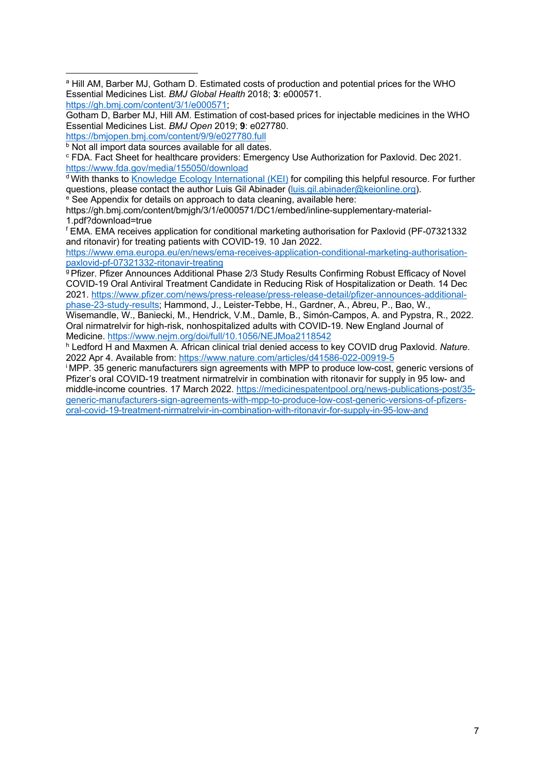---

[a] Hill AM, Barber MJ, Gotham D. Estimated costs of production and potential prices for the WHO Essential Medicines List. *BMJ Global Health* 2018; **3**: e000571. https://gh.bmj.com/content/3/1/e000571;
Gotham D, Barber MJ, Hill AM. Estimation of cost-based prices for injectable medicines in the WHO Essential Medicines List. *BMJ Open* 2019; **9**: e027780. https://bmjopen.bmj.com/content/9/9/e027780.full

[b] Not all import data sources available for all dates.

[c] FDA. Fact Sheet for healthcare providers: Emergency Use Authorization for Paxlovid. Dec 2021. https://www.fda.gov/media/155050/download

[d] With thanks to Knowledge Ecology International (KEI) for compiling this helpful resource. For further questions, please contact the author Luis Gil Abinader (luis.gil.abinader@keionline.org).

[e] See Appendix for details on approach to data cleaning, available here: https://gh.bmj.com/content/bmjgh/3/1/e000571/DC1/embed/inline-supplementary-material-1.pdf?download=true

[f] EMA. EMA receives application for conditional marketing authorisation for Paxlovid (PF-07321332 and ritonavir) for treating patients with COVID-19. 10 Jan 2022. https://www.ema.europa.eu/en/news/ema-receives-application-conditional-marketing-authorisation-paxlovid-pf-07321332-ritonavir-treating

[g] Pfizer. Pfizer Announces Additional Phase 2/3 Study Results Confirming Robust Efficacy of Novel COVID-19 Oral Antiviral Treatment Candidate in Reducing Risk of Hospitalization or Death. 14 Dec 2021. https://www.pfizer.com/news/press-release/press-release-detail/pfizer-announces-additional-phase-23-study-results; Hammond, J., Leister-Tebbe, H., Gardner, A., Abreu, P., Bao, W., Wisemandle, W., Baniecki, M., Hendrick, V.M., Damle, B., Simón-Campos, A. and Pypstra, R., 2022. Oral nirmatrelvir for high-risk, nonhospitalized adults with COVID-19. New England Journal of Medicine. https://www.nejm.org/doi/full/10.1056/NEJMoa2118542

[h] Ledford H and Maxmen A. African clinical trial denied access to key COVID drug Paxlovid. *Nature*. 2022 Apr 4. Available from: https://www.nature.com/articles/d41586-022-00919-5

[i] MPP. 35 generic manufacturers sign agreements with MPP to produce low-cost, generic versions of Pfizer's oral COVID-19 treatment nirmatrelvir in combination with ritonavir for supply in 95 low- and middle-income countries. 17 March 2022. https://medicinespatentpool.org/news-publications-post/35-generic-manufacturers-sign-agreements-with-mpp-to-produce-low-cost-generic-versions-of-pfizers-oral-covid-19-treatment-nirmatrelvir-in-combination-with-ritonavir-for-supply-in-95-low-and